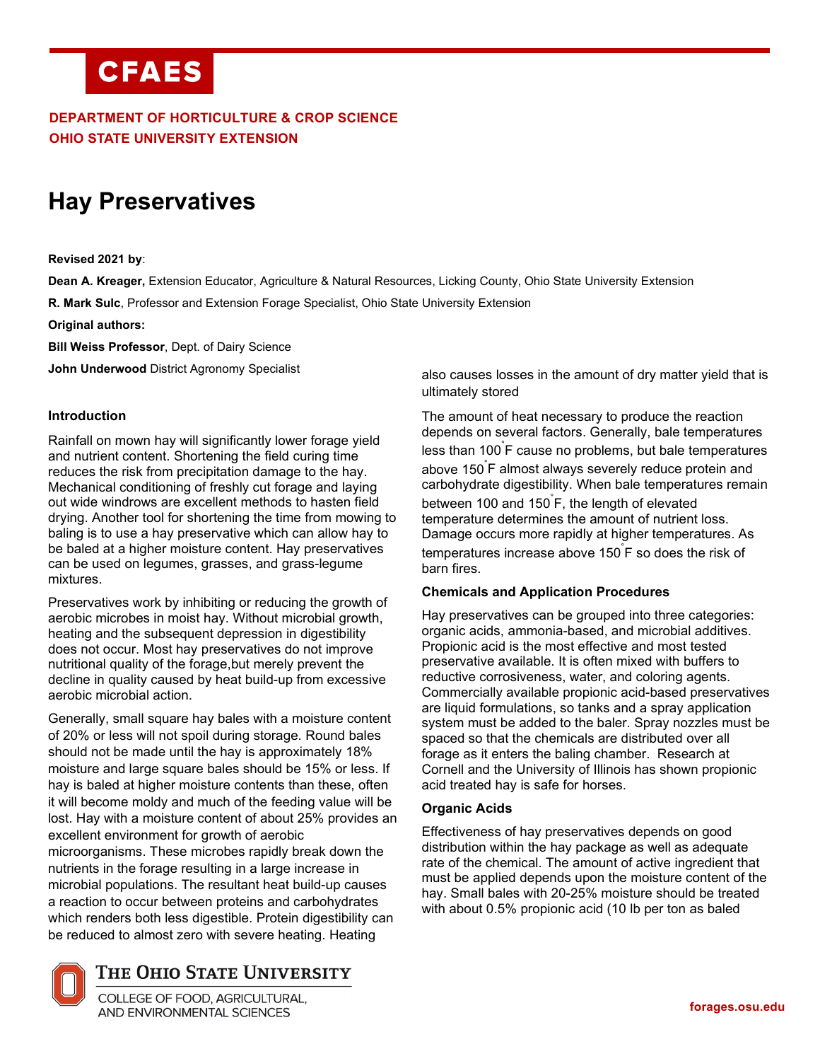DEPARTMENT OF HORTICULTURE & CROP SCIENCE
OHIO STATE UNIVERSITY EXTENSION

# Hay Preservatives

**Revised 2021 by**:

**Dean A. Kreager,** Extension Educator, Agriculture & Natural Resources, Licking County, Ohio State University Extension

**R. Mark Sulc**, Professor and Extension Forage Specialist, Ohio State University Extension

**Original authors:**

**Bill Weiss Professor**, Dept. of Dairy Science

**John Underwood** District Agronomy Specialist

### Introduction

Rainfall on mown hay will significantly lower forage yield and nutrient content. Shortening the field curing time reduces the risk from precipitation damage to the hay. Mechanical conditioning of freshly cut forage and laying out wide windrows are excellent methods to hasten field drying. Another tool for shortening the time from mowing to baling is to use a hay preservative which can allow hay to be baled at a higher moisture content. Hay preservatives can be used on legumes, grasses, and grass-legume mixtures.

Preservatives work by inhibiting or reducing the growth of aerobic microbes in moist hay. Without microbial growth, heating and the subsequent depression in digestibility does not occur. Most hay preservatives do not improve nutritional quality of the forage,but merely prevent the decline in quality caused by heat build-up from excessive aerobic microbial action.

Generally, small square hay bales with a moisture content of 20% or less will not spoil during storage. Round bales should not be made until the hay is approximately 18% moisture and large square bales should be 15% or less. If hay is baled at higher moisture contents than these, often it will become moldy and much of the feeding value will be lost. Hay with a moisture content of about 25% provides an excellent environment for growth of aerobic microorganisms. These microbes rapidly break down the nutrients in the forage resulting in a large increase in microbial populations. The resultant heat build-up causes a reaction to occur between proteins and carbohydrates which renders both less digestible. Protein digestibility can be reduced to almost zero with severe heating. Heating also causes losses in the amount of dry matter yield that is ultimately stored

The amount of heat necessary to produce the reaction depends on several factors. Generally, bale temperatures less than 100°F cause no problems, but bale temperatures above 150°F almost always severely reduce protein and carbohydrate digestibility. When bale temperatures remain between 100 and 150°F, the length of elevated temperature determines the amount of nutrient loss. Damage occurs more rapidly at higher temperatures. As temperatures increase above 150°F so does the risk of barn fires.

### Chemicals and Application Procedures

Hay preservatives can be grouped into three categories: organic acids, ammonia-based, and microbial additives. Propionic acid is the most effective and most tested preservative available. It is often mixed with buffers to reductive corrosiveness, water, and coloring agents. Commercially available propionic acid-based preservatives are liquid formulations, so tanks and a spray application system must be added to the baler. Spray nozzles must be spaced so that the chemicals are distributed over all forage as it enters the baling chamber. Research at Cornell and the University of Illinois has shown propionic acid treated hay is safe for horses.

### Organic Acids

Effectiveness of hay preservatives depends on good distribution within the hay package as well as adequate rate of the chemical. The amount of active ingredient that must be applied depends upon the moisture content of the hay. Small bales with 20-25% moisture should be treated with about 0.5% propionic acid (10 lb per ton as baled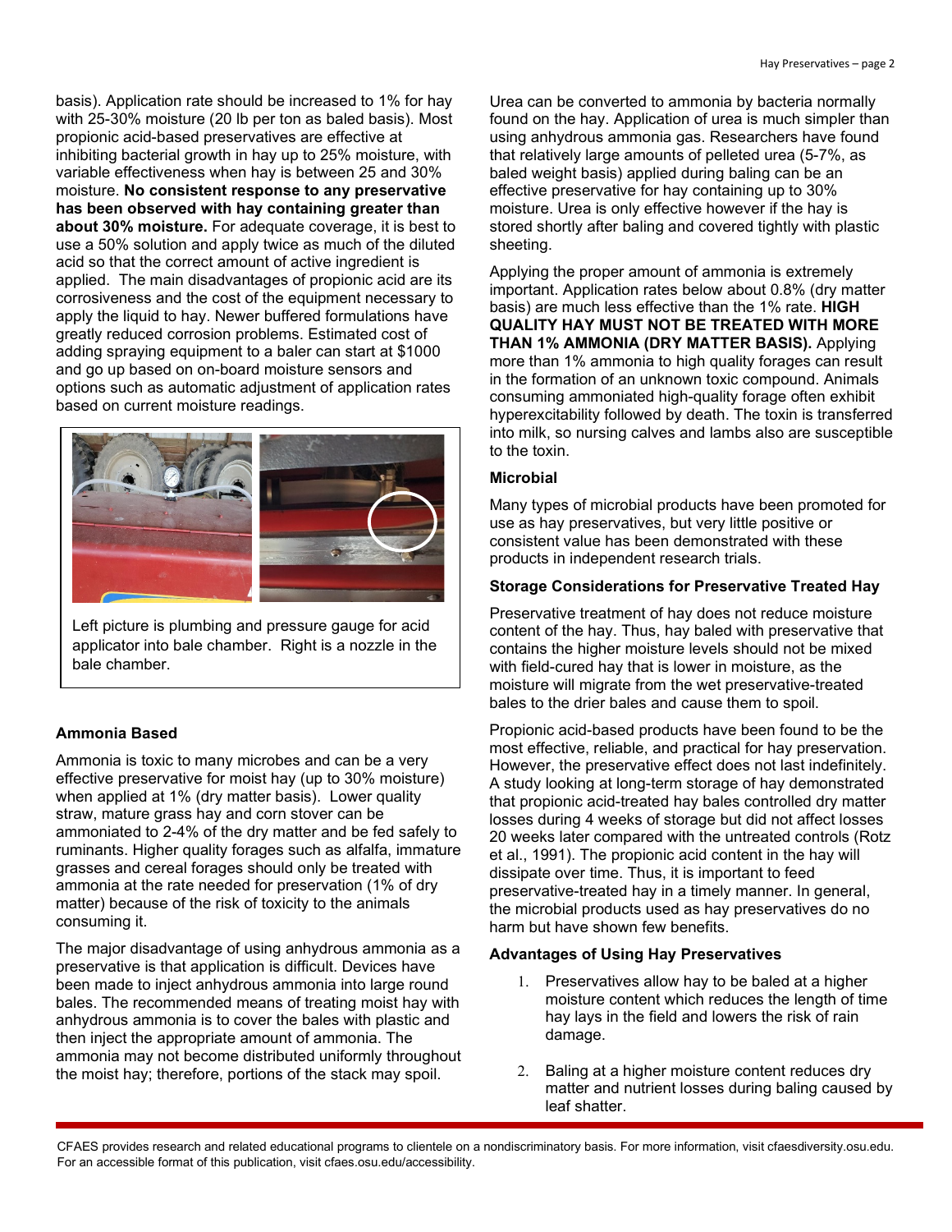basis). Application rate should be increased to 1% for hay with 25-30% moisture (20 lb per ton as baled basis). Most propionic acid-based preservatives are effective at inhibiting bacterial growth in hay up to 25% moisture, with variable effectiveness when hay is between 25 and 30% moisture. **No consistent response to any preservative has been observed with hay containing greater than about 30% moisture.** For adequate coverage, it is best to use a 50% solution and apply twice as much of the diluted acid so that the correct amount of active ingredient is applied. The main disadvantages of propionic acid are its corrosiveness and the cost of the equipment necessary to apply the liquid to hay. Newer buffered formulations have greatly reduced corrosion problems. Estimated cost of adding spraying equipment to a baler can start at $1000 and go up based on on-board moisture sensors and options such as automatic adjustment of application rates based on current moisture readings.

Left picture is plumbing and pressure gauge for acid applicator into bale chamber. Right is a nozzle in the bale chamber.

### Ammonia Based

Ammonia is toxic to many microbes and can be a very effective preservative for moist hay (up to 30% moisture) when applied at 1% (dry matter basis). Lower quality straw, mature grass hay and corn stover can be ammoniated to 2-4% of the dry matter and be fed safely to ruminants. Higher quality forages such as alfalfa, immature grasses and cereal forages should only be treated with ammonia at the rate needed for preservation (1% of dry matter) because of the risk of toxicity to the animals consuming it.

The major disadvantage of using anhydrous ammonia as a preservative is that application is difficult. Devices have been made to inject anhydrous ammonia into large round bales. The recommended means of treating moist hay with anhydrous ammonia is to cover the bales with plastic and then inject the appropriate amount of ammonia. The ammonia may not become distributed uniformly throughout the moist hay; therefore, portions of the stack may spoil.

Urea can be converted to ammonia by bacteria normally found on the hay. Application of urea is much simpler than using anhydrous ammonia gas. Researchers have found that relatively large amounts of pelleted urea (5-7%, as baled weight basis) applied during baling can be an effective preservative for hay containing up to 30% moisture. Urea is only effective however if the hay is stored shortly after baling and covered tightly with plastic sheeting.

Applying the proper amount of ammonia is extremely important. Application rates below about 0.8% (dry matter basis) are much less effective than the 1% rate. **HIGH QUALITY HAY MUST NOT BE TREATED WITH MORE THAN 1% AMMONIA (DRY MATTER BASIS).** Applying more than 1% ammonia to high quality forages can result in the formation of an unknown toxic compound. Animals consuming ammoniated high-quality forage often exhibit hyperexcitability followed by death. The toxin is transferred into milk, so nursing calves and lambs also are susceptible to the toxin.

### Microbial

Many types of microbial products have been promoted for use as hay preservatives, but very little positive or consistent value has been demonstrated with these products in independent research trials.

### Storage Considerations for Preservative Treated Hay

Preservative treatment of hay does not reduce moisture content of the hay. Thus, hay baled with preservative that contains the higher moisture levels should not be mixed with field-cured hay that is lower in moisture, as the moisture will migrate from the wet preservative-treated bales to the drier bales and cause them to spoil.

Propionic acid-based products have been found to be the most effective, reliable, and practical for hay preservation. However, the preservative effect does not last indefinitely. A study looking at long-term storage of hay demonstrated that propionic acid-treated hay bales controlled dry matter losses during 4 weeks of storage but did not affect losses 20 weeks later compared with the untreated controls (Rotz et al., 1991). The propionic acid content in the hay will dissipate over time. Thus, it is important to feed preservative-treated hay in a timely manner. In general, the microbial products used as hay preservatives do no harm but have shown few benefits.

### Advantages of Using Hay Preservatives

1. Preservatives allow hay to be baled at a higher moisture content which reduces the length of time hay lays in the field and lowers the risk of rain damage.

2. Baling at a higher moisture content reduces dry matter and nutrient losses during baling caused by leaf shatter.

CFAES provides research and related educational programs to clientele on a nondiscriminatory basis. For more information, visit cfaesdiversity.osu.edu. For an accessible format of this publication, visit cfaes.osu.edu/accessibility.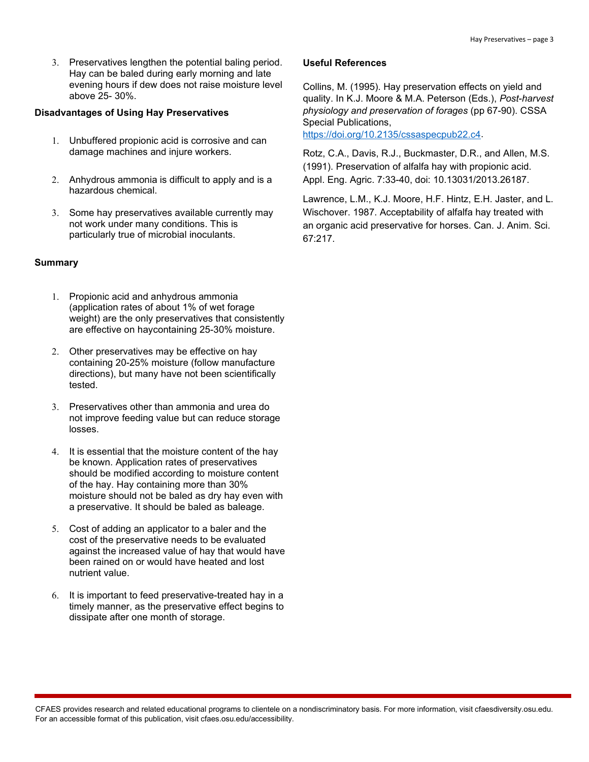3. Preservatives lengthen the potential baling period. Hay can be baled during early morning and late evening hours if dew does not raise moisture level above 25- 30%.

### Disadvantages of Using Hay Preservatives

1. Unbuffered propionic acid is corrosive and can damage machines and injure workers.
2. Anhydrous ammonia is difficult to apply and is a hazardous chemical.
3. Some hay preservatives available currently may not work under many conditions. This is particularly true of microbial inoculants.

### Summary

1. Propionic acid and anhydrous ammonia (application rates of about 1% of wet forage weight) are the only preservatives that consistently are effective on haycontaining 25-30% moisture.
2. Other preservatives may be effective on hay containing 20-25% moisture (follow manufacture directions), but many have not been scientifically tested.
3. Preservatives other than ammonia and urea do not improve feeding value but can reduce storage losses.
4. It is essential that the moisture content of the hay be known. Application rates of preservatives should be modified according to moisture content of the hay. Hay containing more than 30% moisture should not be baled as dry hay even with a preservative. It should be baled as baleage.
5. Cost of adding an applicator to a baler and the cost of the preservative needs to be evaluated against the increased value of hay that would have been rained on or would have heated and lost nutrient value.
6. It is important to feed preservative-treated hay in a timely manner, as the preservative effect begins to dissipate after one month of storage.

### Useful References

Collins, M. (1995). Hay preservation effects on yield and quality. In K.J. Moore & M.A. Peterson (Eds.), *Post-harvest physiology and preservation of forages* (pp 67-90). CSSA Special Publications, https://doi.org/10.2135/cssaspecpub22.c4.

Rotz, C.A., Davis, R.J., Buckmaster, D.R., and Allen, M.S. (1991). Preservation of alfalfa hay with propionic acid. Appl. Eng. Agric. 7:33-40, doi: 10.13031/2013.26187.

Lawrence, L.M., K.J. Moore, H.F. Hintz, E.H. Jaster, and L. Wischover. 1987. Acceptability of alfalfa hay treated with an organic acid preservative for horses. Can. J. Anim. Sci. 67:217.

CFAES provides research and related educational programs to clientele on a nondiscriminatory basis. For more information, visit cfaesdiversity.osu.edu. For an accessible format of this publication, visit cfaes.osu.edu/accessibility.